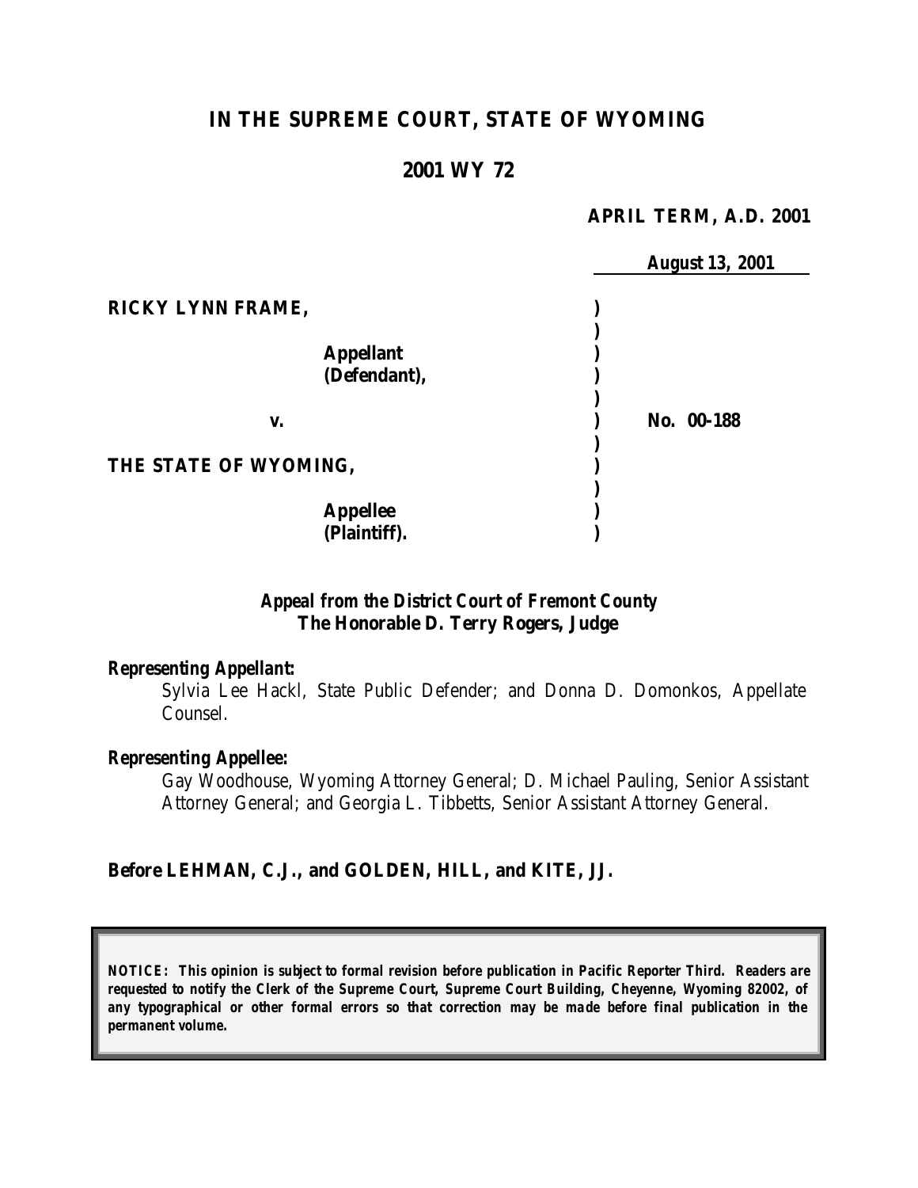# IN THE SUPREME COURT, STATE OF WYOMING

## 2001 WY 72

**APRIL TERM, A.D. 2001**

**August 13, 2001**

**RICKY LYNN FRAME,**

**Appellant (Defendant),**

**v.** **No. 00-188**

**THE STATE OF WYOMING,**

**Appellee (Plaintiff).**

***Appeal from the District Court of Fremont County***
***The Honorable D. Terry Rogers, Judge***

***Representing Appellant:***

Sylvia Lee Hackl, State Public Defender; and Donna D. Domonkos, Appellate Counsel.

***Representing Appellee:***

Gay Woodhouse, Wyoming Attorney General; D. Michael Pauling, Senior Assistant Attorney General; and Georgia L. Tibbetts, Senior Assistant Attorney General.

**Before LEHMAN, C.J., and GOLDEN, HILL, and KITE, JJ.**

***NOTICE: This opinion is subject to formal revision before publication in Pacific Reporter Third. Readers are requested to notify the Clerk of the Supreme Court, Supreme Court Building, Cheyenne, Wyoming 82002, of any typographical or other formal errors so that correction may be made before final publication in the permanent volume.***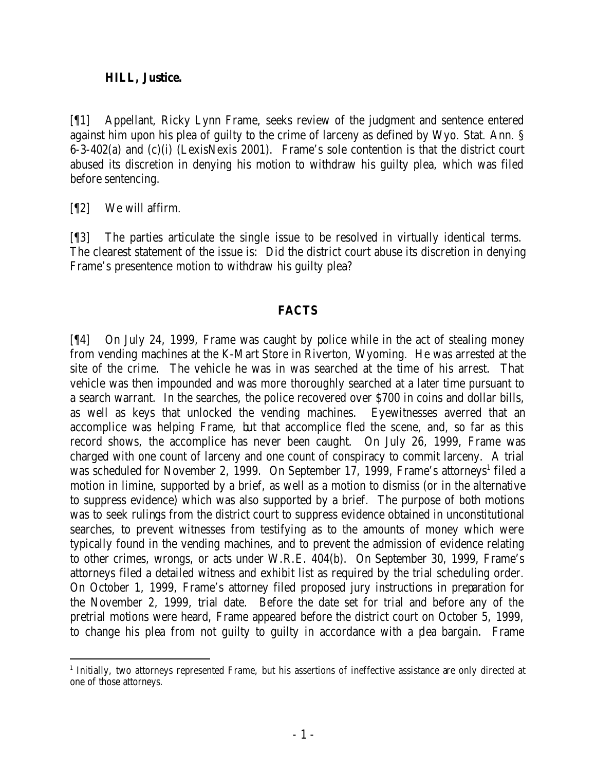**HILL, Justice.**

[¶1] Appellant, Ricky Lynn Frame, seeks review of the judgment and sentence entered against him upon his plea of guilty to the crime of larceny as defined by Wyo. Stat. Ann. § 6-3-402(a) and (c)(i) (LexisNexis 2001). Frame's sole contention is that the district court abused its discretion in denying his motion to withdraw his guilty plea, which was filed before sentencing.

[¶2] We will affirm.

[¶3] The parties articulate the single issue to be resolved in virtually identical terms. The clearest statement of the issue is: Did the district court abuse its discretion in denying Frame's presentence motion to withdraw his guilty plea?

## FACTS

[¶4] On July 24, 1999, Frame was caught by police while in the act of stealing money from vending machines at the K-Mart Store in Riverton, Wyoming. He was arrested at the site of the crime. The vehicle he was in was searched at the time of his arrest. That vehicle was then impounded and was more thoroughly searched at a later time pursuant to a search warrant. In the searches, the police recovered over $700 in coins and dollar bills, as well as keys that unlocked the vending machines. Eyewitnesses averred that an accomplice was helping Frame, but that accomplice fled the scene, and, so far as this record shows, the accomplice has never been caught. On July 26, 1999, Frame was charged with one count of larceny and one count of conspiracy to commit larceny. A trial was scheduled for November 2, 1999. On September 17, 1999, Frame's attorneys[1] filed a motion in limine, supported by a brief, as well as a motion to dismiss (or in the alternative to suppress evidence) which was also supported by a brief. The purpose of both motions was to seek rulings from the district court to suppress evidence obtained in unconstitutional searches, to prevent witnesses from testifying as to the amounts of money which were typically found in the vending machines, and to prevent the admission of evidence relating to other crimes, wrongs, or acts under W.R.E. 404(b). On September 30, 1999, Frame's attorneys filed a detailed witness and exhibit list as required by the trial scheduling order. On October 1, 1999, Frame's attorney filed proposed jury instructions in preparation for the November 2, 1999, trial date. Before the date set for trial and before any of the pretrial motions were heard, Frame appeared before the district court on October 5, 1999, to change his plea from not guilty to guilty in accordance with a plea bargain. Frame

[1] Initially, two attorneys represented Frame, but his assertions of ineffective assistance are only directed at one of those attorneys.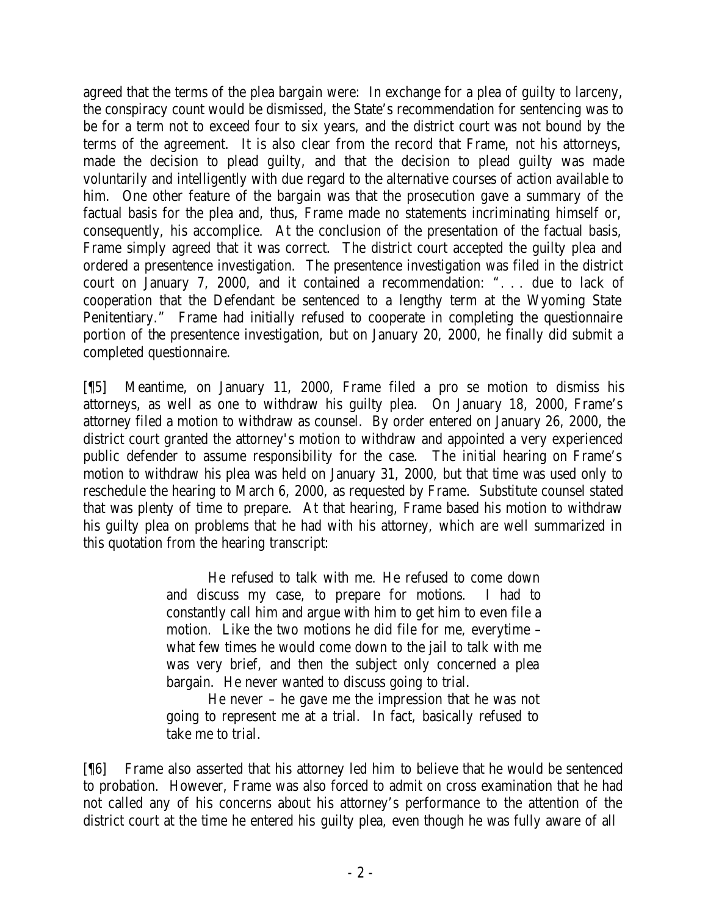agreed that the terms of the plea bargain were: In exchange for a plea of guilty to larceny, the conspiracy count would be dismissed, the State's recommendation for sentencing was to be for a term not to exceed four to six years, and the district court was not bound by the terms of the agreement. It is also clear from the record that Frame, not his attorneys, made the decision to plead guilty, and that the decision to plead guilty was made voluntarily and intelligently with due regard to the alternative courses of action available to him. One other feature of the bargain was that the prosecution gave a summary of the factual basis for the plea and, thus, Frame made no statements incriminating himself or, consequently, his accomplice. At the conclusion of the presentation of the factual basis, Frame simply agreed that it was correct. The district court accepted the guilty plea and ordered a presentence investigation. The presentence investigation was filed in the district court on January 7, 2000, and it contained a recommendation: ". . . due to lack of cooperation that the Defendant be sentenced to a lengthy term at the Wyoming State Penitentiary." Frame had initially refused to cooperate in completing the questionnaire portion of the presentence investigation, but on January 20, 2000, he finally did submit a completed questionnaire.

[¶5] Meantime, on January 11, 2000, Frame filed a pro se motion to dismiss his attorneys, as well as one to withdraw his guilty plea. On January 18, 2000, Frame's attorney filed a motion to withdraw as counsel. By order entered on January 26, 2000, the district court granted the attorney's motion to withdraw and appointed a very experienced public defender to assume responsibility for the case. The initial hearing on Frame's motion to withdraw his plea was held on January 31, 2000, but that time was used only to reschedule the hearing to March 6, 2000, as requested by Frame. Substitute counsel stated that was plenty of time to prepare. At that hearing, Frame based his motion to withdraw his guilty plea on problems that he had with his attorney, which are well summarized in this quotation from the hearing transcript:

> He refused to talk with me. He refused to come down and discuss my case, to prepare for motions. I had to constantly call him and argue with him to get him to even file a motion. Like the two motions he did file for me, everytime – what few times he would come down to the jail to talk with me was very brief, and then the subject only concerned a plea bargain. He never wanted to discuss going to trial.
>
> He never – he gave me the impression that he was not going to represent me at a trial. In fact, basically refused to take me to trial.

[¶6] Frame also asserted that his attorney led him to believe that he would be sentenced to probation. However, Frame was also forced to admit on cross examination that he had not called any of his concerns about his attorney's performance to the attention of the district court at the time he entered his guilty plea, even though he was fully aware of all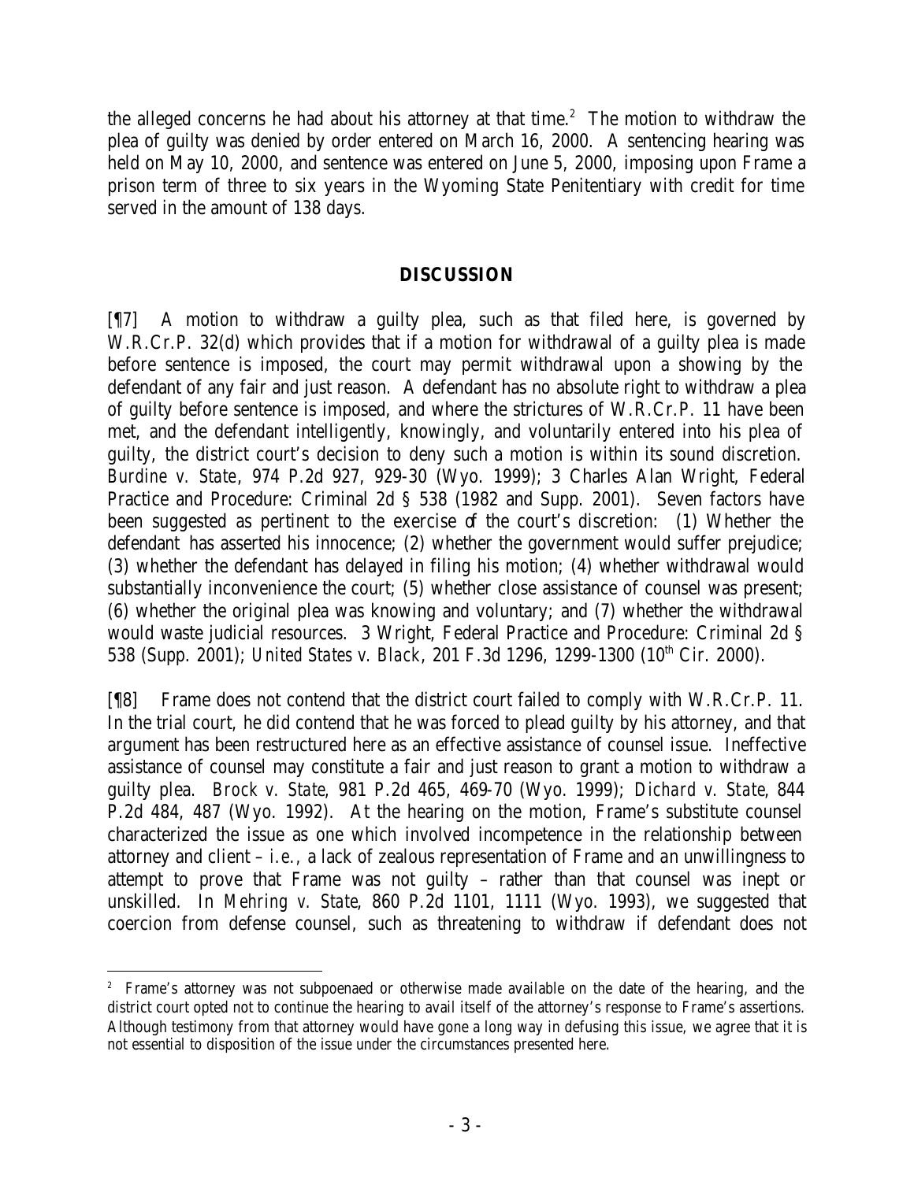the alleged concerns he had about his attorney at that time.[2] The motion to withdraw the plea of guilty was denied by order entered on March 16, 2000. A sentencing hearing was held on May 10, 2000, and sentence was entered on June 5, 2000, imposing upon Frame a prison term of three to six years in the Wyoming State Penitentiary with credit for time served in the amount of 138 days.

## DISCUSSION

[¶7] A motion to withdraw a guilty plea, such as that filed here, is governed by W.R.Cr.P. 32(d) which provides that if a motion for withdrawal of a guilty plea is made before sentence is imposed, the court may permit withdrawal upon a showing by the defendant of any fair and just reason. A defendant has no absolute right to withdraw a plea of guilty before sentence is imposed, and where the strictures of W.R.Cr.P. 11 have been met, and the defendant intelligently, knowingly, and voluntarily entered into his plea of guilty, the district court's decision to deny such a motion is within its sound discretion. *Burdine v. State*, 974 P.2d 927, 929-30 (Wyo. 1999); 3 Charles Alan Wright, Federal Practice and Procedure: Criminal 2d § 538 (1982 and Supp. 2001). Seven factors have been suggested as pertinent to the exercise of the court's discretion: (1) Whether the defendant has asserted his innocence; (2) whether the government would suffer prejudice; (3) whether the defendant has delayed in filing his motion; (4) whether withdrawal would substantially inconvenience the court; (5) whether close assistance of counsel was present; (6) whether the original plea was knowing and voluntary; and (7) whether the withdrawal would waste judicial resources. 3 Wright, Federal Practice and Procedure: Criminal 2d § 538 (Supp. 2001); *United States v. Black*, 201 F.3d 1296, 1299-1300 (10th Cir. 2000).

[¶8] Frame does not contend that the district court failed to comply with W.R.Cr.P. 11. In the trial court, he did contend that he was forced to plead guilty by his attorney, and that argument has been restructured here as an effective assistance of counsel issue. Ineffective assistance of counsel may constitute a fair and just reason to grant a motion to withdraw a guilty plea. *Brock v. State*, 981 P.2d 465, 469-70 (Wyo. 1999); *Dichard v. State*, 844 P.2d 484, 487 (Wyo. 1992). At the hearing on the motion, Frame's substitute counsel characterized the issue as one which involved incompetence in the relationship between attorney and client – *i.e.*, a lack of zealous representation of Frame and an unwillingness to attempt to prove that Frame was not guilty – rather than that counsel was inept or unskilled. In *Mehring v. State*, 860 P.2d 1101, 1111 (Wyo. 1993), we suggested that coercion from defense counsel, such as threatening to withdraw if defendant does not

[2] Frame's attorney was not subpoenaed or otherwise made available on the date of the hearing, and the district court opted not to continue the hearing to avail itself of the attorney's response to Frame's assertions. Although testimony from that attorney would have gone a long way in defusing this issue, we agree that it is not essential to disposition of the issue under the circumstances presented here.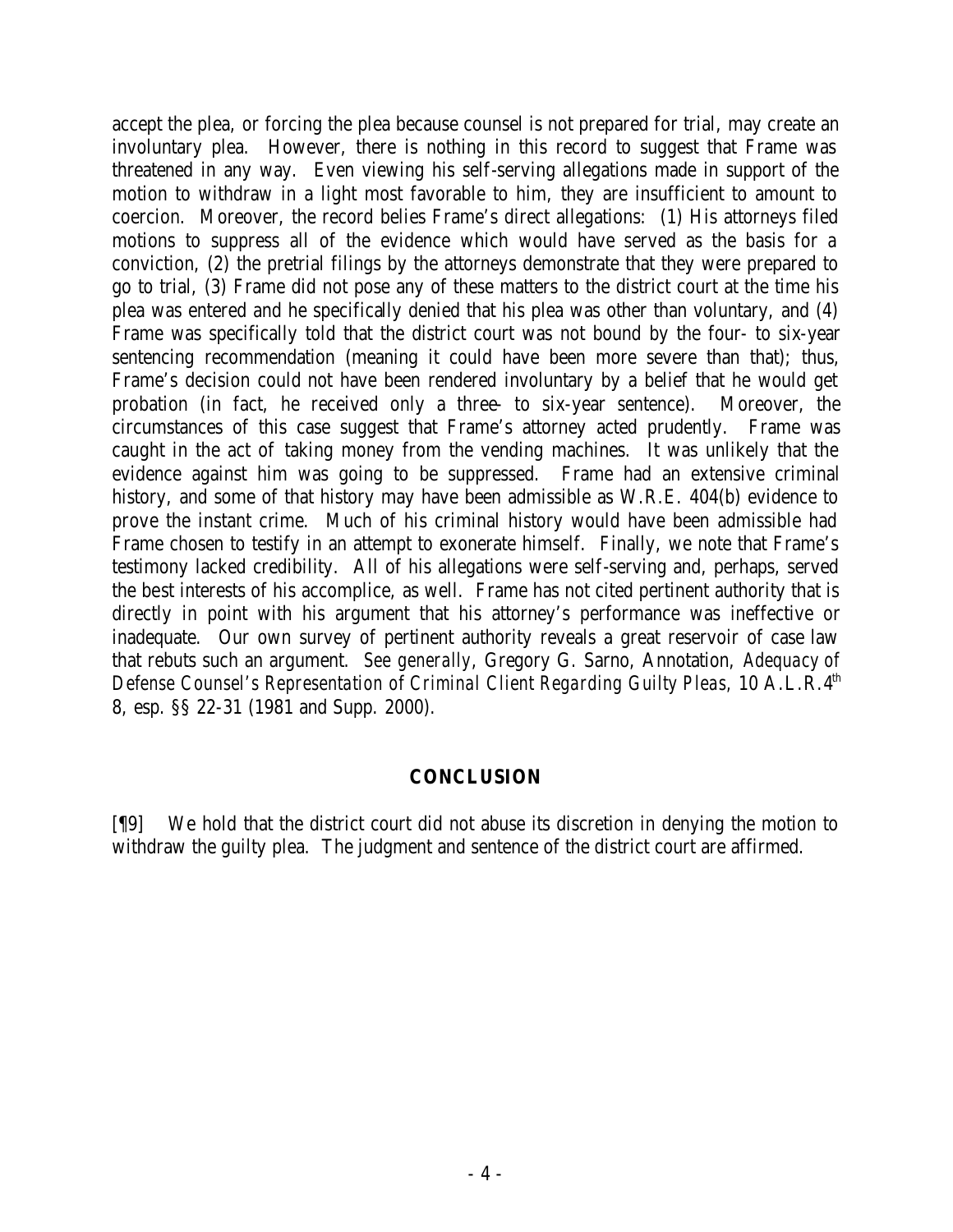accept the plea, or forcing the plea because counsel is not prepared for trial, may create an involuntary plea. However, there is nothing in this record to suggest that Frame was threatened in any way. Even viewing his self-serving allegations made in support of the motion to withdraw in a light most favorable to him, they are insufficient to amount to coercion. Moreover, the record belies Frame's direct allegations: (1) His attorneys filed motions to suppress all of the evidence which would have served as the basis for a conviction, (2) the pretrial filings by the attorneys demonstrate that they were prepared to go to trial, (3) Frame did not pose any of these matters to the district court at the time his plea was entered and he specifically denied that his plea was other than voluntary, and (4) Frame was specifically told that the district court was not bound by the four- to six-year sentencing recommendation (meaning it could have been more severe than that); thus, Frame's decision could not have been rendered involuntary by a belief that he would get probation (in fact, he received only a three- to six-year sentence). Moreover, the circumstances of this case suggest that Frame's attorney acted prudently. Frame was caught in the act of taking money from the vending machines. It was unlikely that the evidence against him was going to be suppressed. Frame had an extensive criminal history, and some of that history may have been admissible as W.R.E. 404(b) evidence to prove the instant crime. Much of his criminal history would have been admissible had Frame chosen to testify in an attempt to exonerate himself. Finally, we note that Frame's testimony lacked credibility. All of his allegations were self-serving and, perhaps, served the best interests of his accomplice, as well. Frame has not cited pertinent authority that is directly in point with his argument that his attorney's performance was ineffective or inadequate. Our own survey of pertinent authority reveals a great reservoir of case law that rebuts such an argument. *See generally*, Gregory G. Sarno, Annotation, *Adequacy of Defense Counsel's Representation of Criminal Client Regarding Guilty Pleas*, 10 A.L.R.4th 8, esp. §§ 22-31 (1981 and Supp. 2000).

## CONCLUSION

[¶9] We hold that the district court did not abuse its discretion in denying the motion to withdraw the guilty plea. The judgment and sentence of the district court are affirmed.